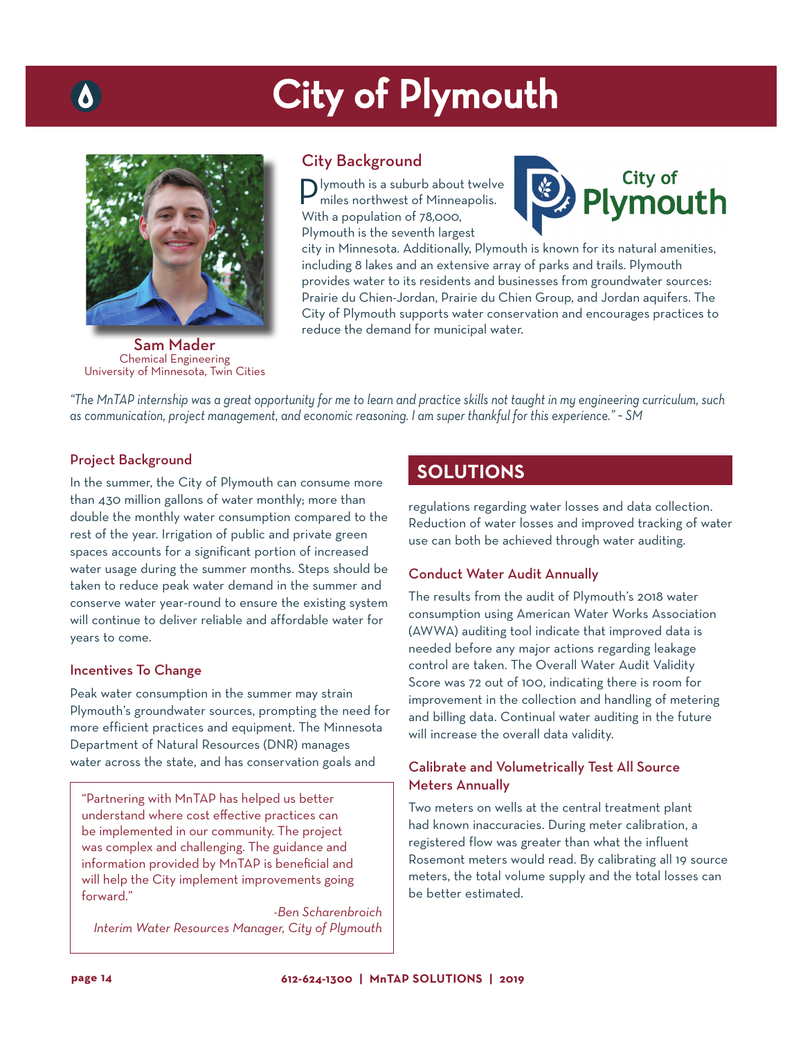# City of Plymouth

Sam Mader
Chemical Engineering
University of Minnesota, Twin Cities

## City Background

Plymouth is a suburb about twelve miles northwest of Minneapolis. With a population of 78,000, Plymouth is the seventh largest city in Minnesota. Additionally, Plymouth is known for its natural amenities, including 8 lakes and an extensive array of parks and trails. Plymouth provides water to its residents and businesses from groundwater sources: Prairie du Chien-Jordan, Prairie du Chien Group, and Jordan aquifers. The City of Plymouth supports water conservation and encourages practices to reduce the demand for municipal water.

*"The MnTAP internship was a great opportunity for me to learn and practice skills not taught in my engineering curriculum, such as communication, project management, and economic reasoning. I am super thankful for this experience." ~ SM*

## Project Background

In the summer, the City of Plymouth can consume more than 430 million gallons of water monthly; more than double the monthly water consumption compared to the rest of the year. Irrigation of public and private green spaces accounts for a significant portion of increased water usage during the summer months. Steps should be taken to reduce peak water demand in the summer and conserve water year-round to ensure the existing system will continue to deliver reliable and affordable water for years to come.

## Incentives To Change

Peak water consumption in the summer may strain Plymouth's groundwater sources, prompting the need for more efficient practices and equipment. The Minnesota Department of Natural Resources (DNR) manages water across the state, and has conservation goals and regulations regarding water losses and data collection. Reduction of water losses and improved tracking of water use can both be achieved through water auditing.

> "Partnering with MnTAP has helped us better understand where cost effective practices can be implemented in our community. The project was complex and challenging. The guidance and information provided by MnTAP is beneficial and will help the City implement improvements going forward."
>
> *-Ben Scharenbroich*
> *Interim Water Resources Manager, City of Plymouth*

## SOLUTIONS

### Conduct Water Audit Annually

The results from the audit of Plymouth's 2018 water consumption using American Water Works Association (AWWA) auditing tool indicate that improved data is needed before any major actions regarding leakage control are taken. The Overall Water Audit Validity Score was 72 out of 100, indicating there is room for improvement in the collection and handling of metering and billing data. Continual water auditing in the future will increase the overall data validity.

### Calibrate and Volumetrically Test All Source Meters Annually

Two meters on wells at the central treatment plant had known inaccuracies. During meter calibration, a registered flow was greater than what the influent Rosemont meters would read. By calibrating all 19 source meters, the total volume supply and the total losses can be better estimated.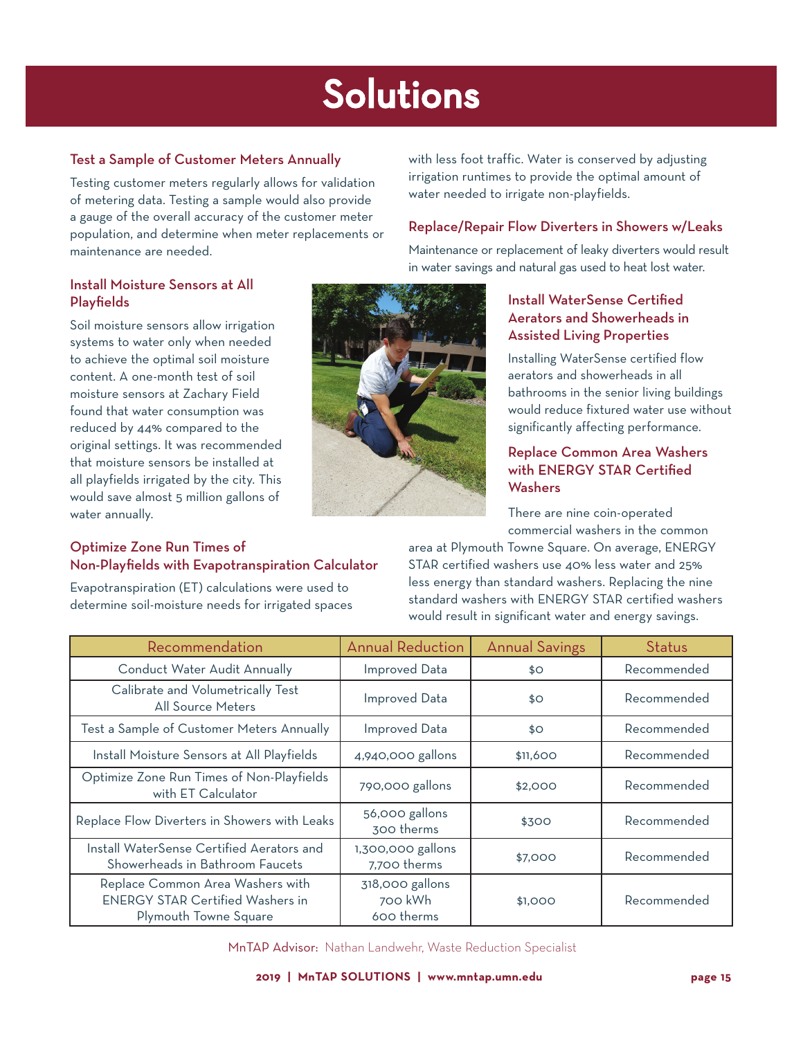# Solutions

### Test a Sample of Customer Meters Annually

Testing customer meters regularly allows for validation of metering data. Testing a sample would also provide a gauge of the overall accuracy of the customer meter population, and determine when meter replacements or maintenance are needed.

### Install Moisture Sensors at All Playfields

Soil moisture sensors allow irrigation systems to water only when needed to achieve the optimal soil moisture content. A one-month test of soil moisture sensors at Zachary Field found that water consumption was reduced by 44% compared to the original settings. It was recommended that moisture sensors be installed at all playfields irrigated by the city. This would save almost 5 million gallons of water annually.

### Optimize Zone Run Times of Non-Playfields with Evapotranspiration Calculator

Evapotranspiration (ET) calculations were used to determine soil-moisture needs for irrigated spaces with less foot traffic. Water is conserved by adjusting irrigation runtimes to provide the optimal amount of water needed to irrigate non-playfields.

### Replace/Repair Flow Diverters in Showers w/Leaks

Maintenance or replacement of leaky diverters would result in water savings and natural gas used to heat lost water.

### Install WaterSense Certified Aerators and Showerheads in Assisted Living Properties

Installing WaterSense certified flow aerators and showerheads in all bathrooms in the senior living buildings would reduce fixtured water use without significantly affecting performance.

### Replace Common Area Washers with ENERGY STAR Certified Washers

There are nine coin-operated commercial washers in the common area at Plymouth Towne Square. On average, ENERGY STAR certified washers use 40% less water and 25% less energy than standard washers. Replacing the nine standard washers with ENERGY STAR certified washers would result in significant water and energy savings.

| Recommendation | Annual Reduction | Annual Savings | Status |
|---|---|---|---|
| Conduct Water Audit Annually | Improved Data | $0 | Recommended |
| Calibrate and Volumetrically Test All Source Meters | Improved Data | $0 | Recommended |
| Test a Sample of Customer Meters Annually | Improved Data | $0 | Recommended |
| Install Moisture Sensors at All Playfields | 4,940,000 gallons | $11,600 | Recommended |
| Optimize Zone Run Times of Non-Playfields with ET Calculator | 790,000 gallons | $2,000 | Recommended |
| Replace Flow Diverters in Showers with Leaks | 56,000 gallons<br>300 therms | $300 | Recommended |
| Install WaterSense Certified Aerators and Showerheads in Bathroom Faucets | 1,300,000 gallons<br>7,700 therms | $7,000 | Recommended |
| Replace Common Area Washers with ENERGY STAR Certified Washers in Plymouth Towne Square | 318,000 gallons<br>700 kWh<br>600 therms | $1,000 | Recommended |

MnTAP Advisor: Nathan Landwehr, Waste Reduction Specialist